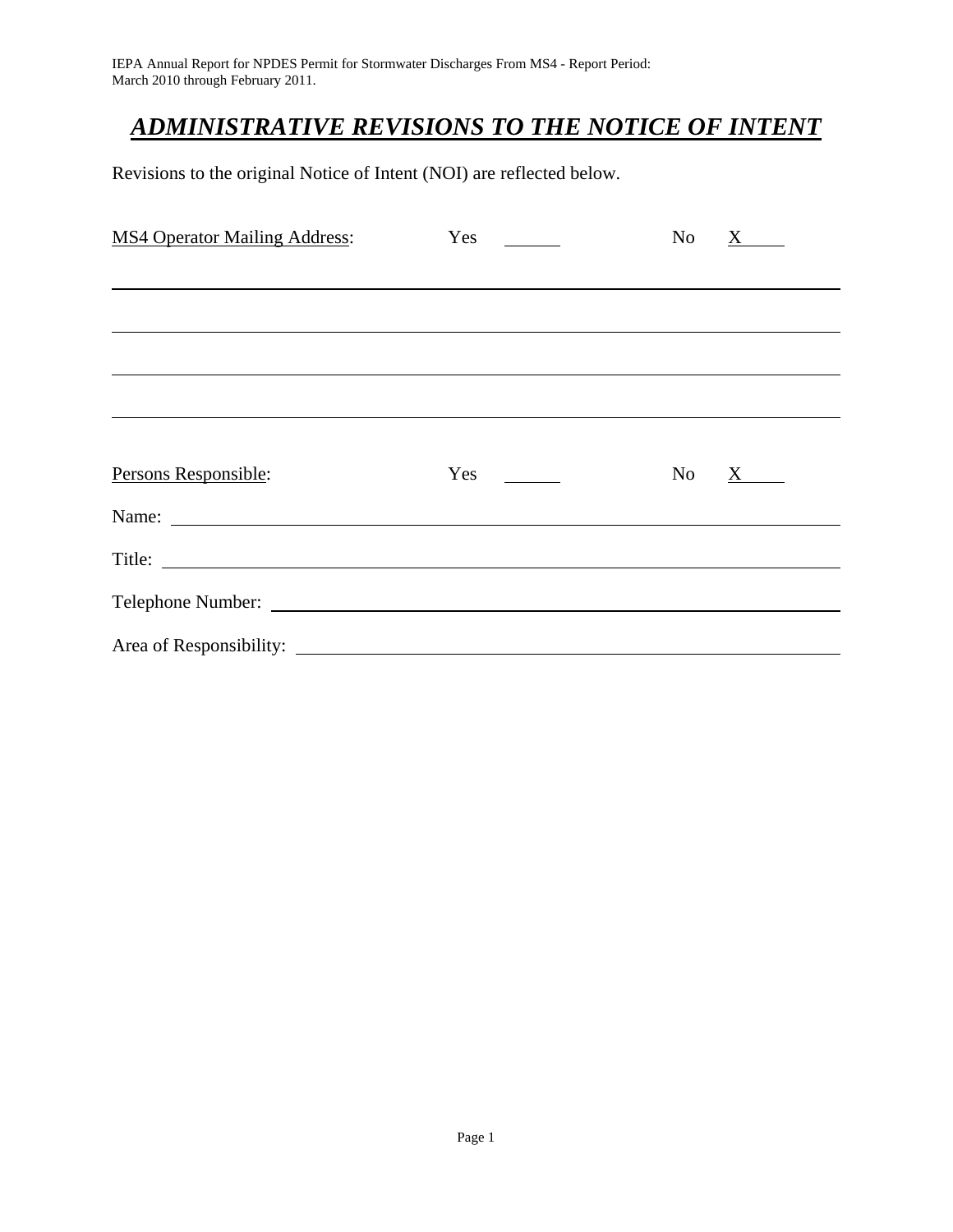IEPA Annual Report for NPDES Permit for Stormwater Discharges From MS4 - Report Period: March 2010 through February 2011.

# ***ADMINISTRATIVE REVISIONS TO THE NOTICE OF INTENT***

Revisions to the original Notice of Intent (NOI) are reflected below.

MS4 Operator Mailing Address: Yes \_\_\_\_\_\_ No X\_\_\_\_\_

\_\_\_\_\_\_\_\_\_\_\_\_\_\_\_\_\_\_\_\_\_\_\_\_\_\_\_\_\_\_\_\_\_\_\_\_\_\_\_\_\_\_\_\_\_\_\_\_\_\_\_\_\_\_\_\_\_\_\_\_\_\_\_\_\_\_

\_\_\_\_\_\_\_\_\_\_\_\_\_\_\_\_\_\_\_\_\_\_\_\_\_\_\_\_\_\_\_\_\_\_\_\_\_\_\_\_\_\_\_\_\_\_\_\_\_\_\_\_\_\_\_\_\_\_\_\_\_\_\_\_\_\_

\_\_\_\_\_\_\_\_\_\_\_\_\_\_\_\_\_\_\_\_\_\_\_\_\_\_\_\_\_\_\_\_\_\_\_\_\_\_\_\_\_\_\_\_\_\_\_\_\_\_\_\_\_\_\_\_\_\_\_\_\_\_\_\_\_\_

\_\_\_\_\_\_\_\_\_\_\_\_\_\_\_\_\_\_\_\_\_\_\_\_\_\_\_\_\_\_\_\_\_\_\_\_\_\_\_\_\_\_\_\_\_\_\_\_\_\_\_\_\_\_\_\_\_\_\_\_\_\_\_\_\_\_

Persons Responsible: Yes \_\_\_\_\_\_ No X\_\_\_\_\_

Name: \_\_\_\_\_\_\_\_\_\_\_\_\_\_\_\_\_\_\_\_\_\_\_\_\_\_\_\_\_\_\_\_\_\_\_\_\_\_\_\_\_\_\_\_\_\_\_\_\_\_\_\_\_\_\_\_\_\_

Title: \_\_\_\_\_\_\_\_\_\_\_\_\_\_\_\_\_\_\_\_\_\_\_\_\_\_\_\_\_\_\_\_\_\_\_\_\_\_\_\_\_\_\_\_\_\_\_\_\_\_\_\_\_\_\_\_\_\_\_

Telephone Number: \_\_\_\_\_\_\_\_\_\_\_\_\_\_\_\_\_\_\_\_\_\_\_\_\_\_\_\_\_\_\_\_\_\_\_\_\_\_\_\_\_\_\_\_\_\_\_\_\_

Area of Responsibility: \_\_\_\_\_\_\_\_\_\_\_\_\_\_\_\_\_\_\_\_\_\_\_\_\_\_\_\_\_\_\_\_\_\_\_\_\_\_\_\_\_\_\_\_\_\_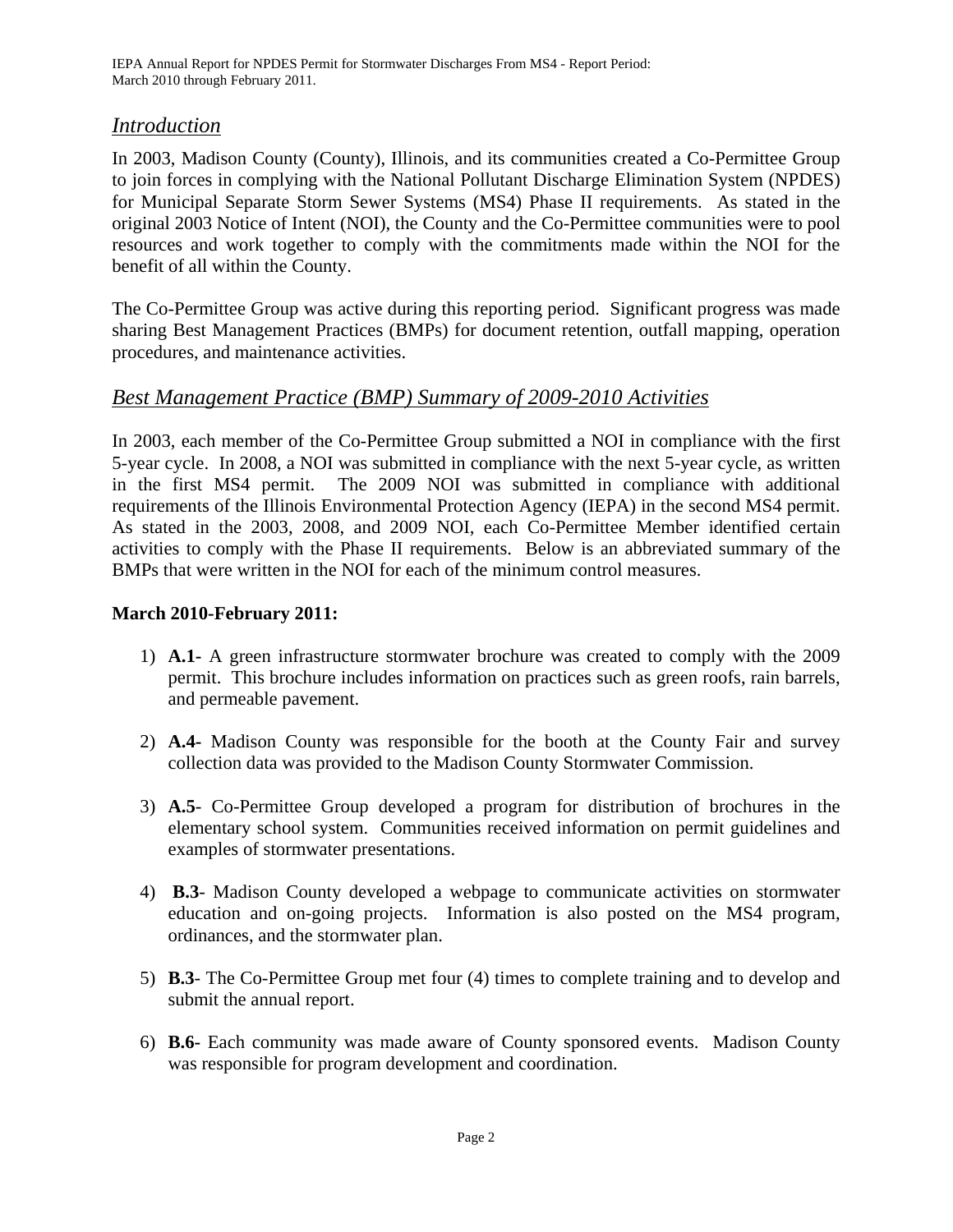## *Introduction*

In 2003, Madison County (County), Illinois, and its communities created a Co-Permittee Group to join forces in complying with the National Pollutant Discharge Elimination System (NPDES) for Municipal Separate Storm Sewer Systems (MS4) Phase II requirements. As stated in the original 2003 Notice of Intent (NOI), the County and the Co-Permittee communities were to pool resources and work together to comply with the commitments made within the NOI for the benefit of all within the County.

The Co-Permittee Group was active during this reporting period. Significant progress was made sharing Best Management Practices (BMPs) for document retention, outfall mapping, operation procedures, and maintenance activities.

## *Best Management Practice (BMP) Summary of 2009-2010 Activities*

In 2003, each member of the Co-Permittee Group submitted a NOI in compliance with the first 5-year cycle. In 2008, a NOI was submitted in compliance with the next 5-year cycle, as written in the first MS4 permit. The 2009 NOI was submitted in compliance with additional requirements of the Illinois Environmental Protection Agency (IEPA) in the second MS4 permit. As stated in the 2003, 2008, and 2009 NOI, each Co-Permittee Member identified certain activities to comply with the Phase II requirements. Below is an abbreviated summary of the BMPs that were written in the NOI for each of the minimum control measures.

**March 2010-February 2011:**

1) **A.1-** A green infrastructure stormwater brochure was created to comply with the 2009 permit. This brochure includes information on practices such as green roofs, rain barrels, and permeable pavement.

2) **A.4-** Madison County was responsible for the booth at the County Fair and survey collection data was provided to the Madison County Stormwater Commission.

3) **A.5**- Co-Permittee Group developed a program for distribution of brochures in the elementary school system. Communities received information on permit guidelines and examples of stormwater presentations.

4) **B.3**- Madison County developed a webpage to communicate activities on stormwater education and on-going projects. Information is also posted on the MS4 program, ordinances, and the stormwater plan.

5) **B.3**- The Co-Permittee Group met four (4) times to complete training and to develop and submit the annual report.

6) **B.6-** Each community was made aware of County sponsored events. Madison County was responsible for program development and coordination.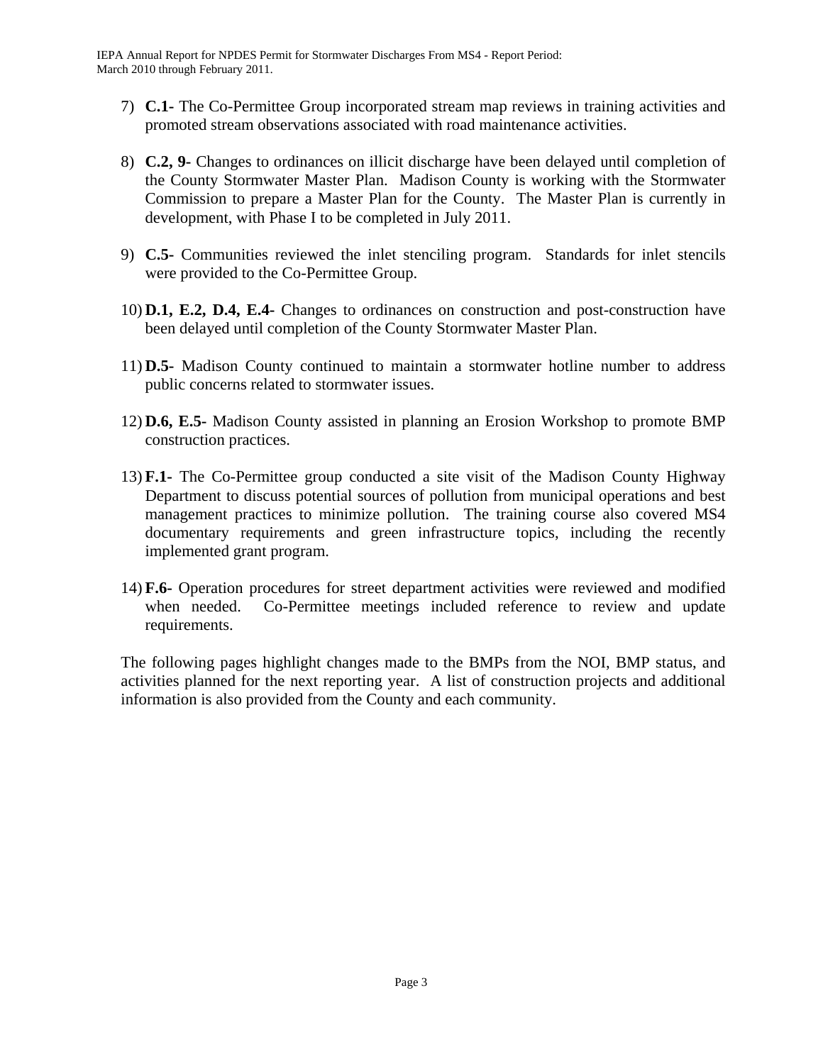7) **C.1-** The Co-Permittee Group incorporated stream map reviews in training activities and promoted stream observations associated with road maintenance activities.

8) **C.2, 9-** Changes to ordinances on illicit discharge have been delayed until completion of the County Stormwater Master Plan. Madison County is working with the Stormwater Commission to prepare a Master Plan for the County. The Master Plan is currently in development, with Phase I to be completed in July 2011.

9) **C.5-** Communities reviewed the inlet stenciling program. Standards for inlet stencils were provided to the Co-Permittee Group.

10) **D.1, E.2, D.4, E.4-** Changes to ordinances on construction and post-construction have been delayed until completion of the County Stormwater Master Plan.

11) **D.5-** Madison County continued to maintain a stormwater hotline number to address public concerns related to stormwater issues.

12) **D.6, E.5-** Madison County assisted in planning an Erosion Workshop to promote BMP construction practices.

13) **F.1-** The Co-Permittee group conducted a site visit of the Madison County Highway Department to discuss potential sources of pollution from municipal operations and best management practices to minimize pollution. The training course also covered MS4 documentary requirements and green infrastructure topics, including the recently implemented grant program.

14) **F.6-** Operation procedures for street department activities were reviewed and modified when needed. Co-Permittee meetings included reference to review and update requirements.

The following pages highlight changes made to the BMPs from the NOI, BMP status, and activities planned for the next reporting year. A list of construction projects and additional information is also provided from the County and each community.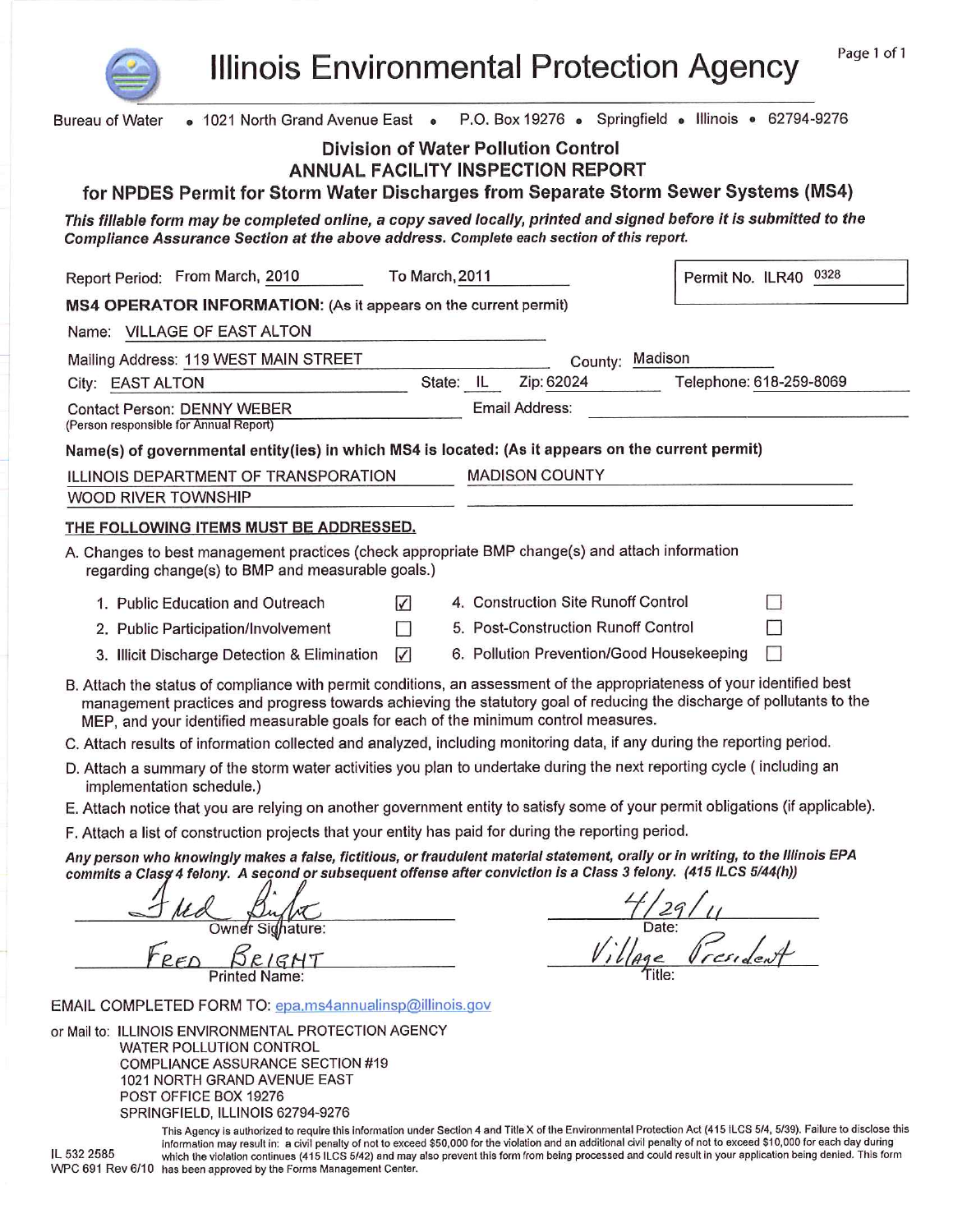# Illinois Environmental Protection Agency

Bureau of Water • 1021 North Grand Avenue East • P.O. Box 19276 • Springfield • Illinois • 62794-9276

## Division of Water Pollution Control
## ANNUAL FACILITY INSPECTION REPORT
## for NPDES Permit for Storm Water Discharges from Separate Storm Sewer Systems (MS4)

***This fillable form may be completed online, a copy saved locally, printed and signed before it is submitted to the Compliance Assurance Section at the above address. Complete each section of this report.***

Report Period: From March, 2010 To March, 2011

Permit No. ILR40 0328

**MS4 OPERATOR INFORMATION:** (As it appears on the current permit)

Name: VILLAGE OF EAST ALTON

Mailing Address: 119 WEST MAIN STREET County: Madison

City: EAST ALTON State: IL Zip: 62024 Telephone: 618-259-8069

Contact Person: DENNY WEBER Email Address:
(Person responsible for Annual Report)

**Name(s) of governmental entity(ies) in which MS4 is located: (As it appears on the current permit)**

ILLINOIS DEPARTMENT OF TRANSPORATION
MADISON COUNTY
WOOD RIVER TOWNSHIP

**THE FOLLOWING ITEMS MUST BE ADDRESSED.**

A. Changes to best management practices (check appropriate BMP change(s) and attach information regarding change(s) to BMP and measurable goals.)

| | | | |
|---|---|---|---|
| 1. Public Education and Outreach | ☑ | 4. Construction Site Runoff Control | ☐ |
| 2. Public Participation/Involvement | ☐ | 5. Post-Construction Runoff Control | ☐ |
| 3. Illicit Discharge Detection & Elimination | ☑ | 6. Pollution Prevention/Good Housekeeping | ☐ |

B. Attach the status of compliance with permit conditions, an assessment of the appropriateness of your identified best management practices and progress towards achieving the statutory goal of reducing the discharge of pollutants to the MEP, and your identified measurable goals for each of the minimum control measures.

C. Attach results of information collected and analyzed, including monitoring data, if any during the reporting period.

D. Attach a summary of the storm water activities you plan to undertake during the next reporting cycle ( including an implementation schedule.)

E. Attach notice that you are relying on another government entity to satisfy some of your permit obligations (if applicable).

F. Attach a list of construction projects that your entity has paid for during the reporting period.

***Any person who knowingly makes a false, fictitious, or fraudulent material statement, orally or in writing, to the Illinois EPA commits a Class 4 felony. A second or subsequent offense after conviction is a Class 3 felony. (415 ILCS 5/44(h))***

Owner Signature: Fred Bright

Date: 4/29/11

Printed Name: FRED BRIGHT

Title: Village President

EMAIL COMPLETED FORM TO: epa.ms4annualinsp@illinois.gov

or Mail to: ILLINOIS ENVIRONMENTAL PROTECTION AGENCY
WATER POLLUTION CONTROL
COMPLIANCE ASSURANCE SECTION #19
1021 NORTH GRAND AVENUE EAST
POST OFFICE BOX 19276
SPRINGFIELD, ILLINOIS 62794-9276

This Agency is authorized to require this information under Section 4 and Title X of the Environmental Protection Act (415 ILCS 5/4, 5/39). Failure to disclose this information may result in: a civil penalty of not to exceed $50,000 for the violation and an additional civil penalty of not to exceed $10,000 for each day during which the violation continues (415 ILCS 5/42) and may also prevent this form from being processed and could result in your application being denied. This form has been approved by the Forms Management Center.

IL 532 2585
WPC 691 Rev 6/10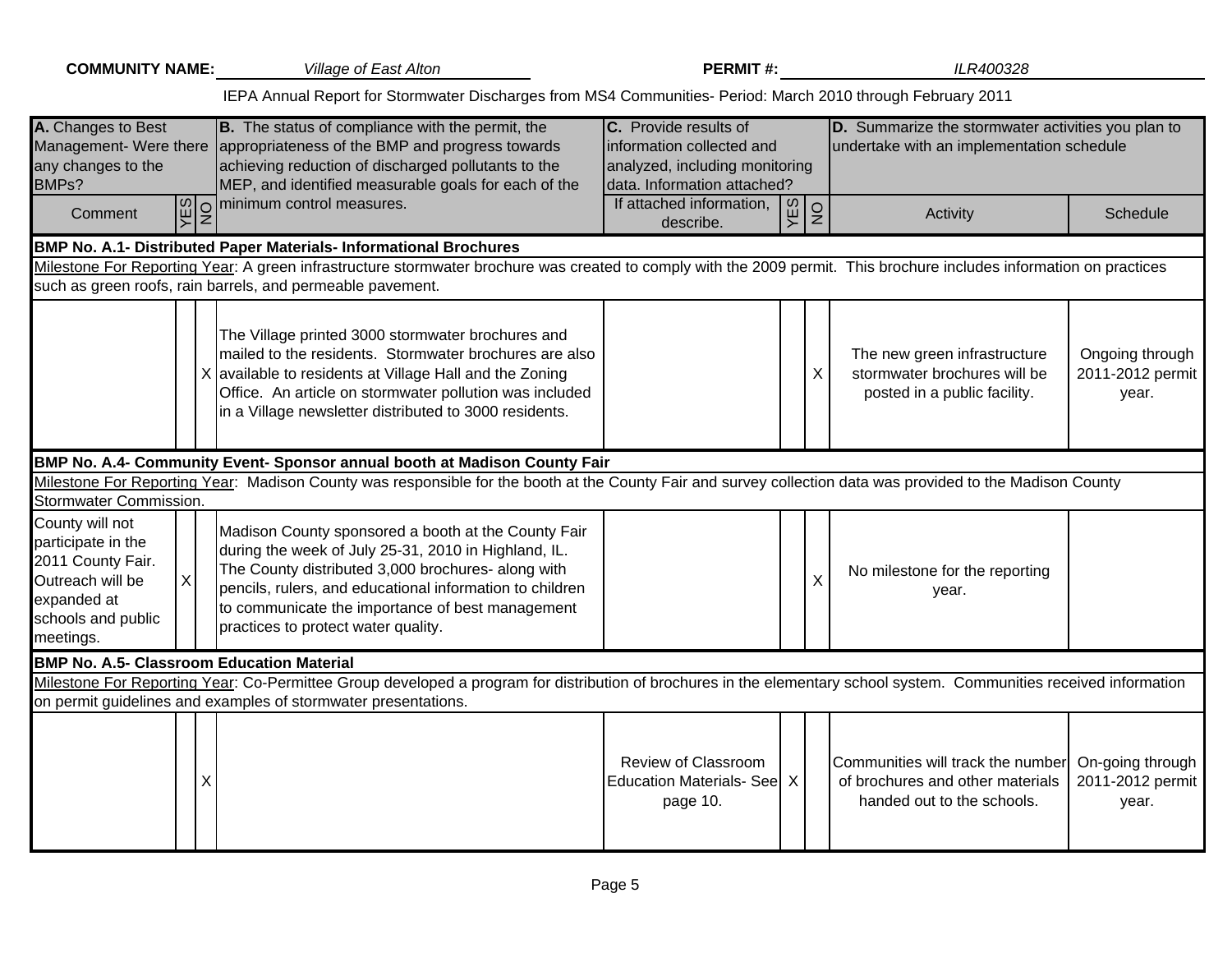**COMMUNITY NAME:** *Village of East Alton* **PERMIT #:** *ILR400328*

IEPA Annual Report for Stormwater Discharges from MS4 Communities- Period: March 2010 through February 2011

| **A.** Changes to Best Management- Were there any changes to the BMPs? | | | **B.** The status of compliance with the permit, the appropriateness of the BMP and progress towards achieving reduction of discharged pollutants to the MEP, and identified measurable goals for each of the minimum control measures. | **C.** Provide results of information collected and analyzed, including monitoring data. Information attached? | | | **D.** Summarize the stormwater activities you plan to undertake with an implementation schedule | |
|---|---|---|---|---|---|---|---|---|
| Comment | YES | NO | | If attached information, describe. | YES | NO | Activity | Schedule |
| **BMP No. A.1- Distributed Paper Materials- Informational Brochures** | | | | | | | | |
| Milestone For Reporting Year: A green infrastructure stormwater brochure was created to comply with the 2009 permit. This brochure includes information on practices such as green roofs, rain barrels, and permeable pavement. | | | | | | | | |
| | | X | The Village printed 3000 stormwater brochures and mailed to the residents. Stormwater brochures are also available to residents at Village Hall and the Zoning Office. An article on stormwater pollution was included in a Village newsletter distributed to 3000 residents. | | | X | The new green infrastructure stormwater brochures will be posted in a public facility. | Ongoing through 2011-2012 permit year. |
| **BMP No. A.4- Community Event- Sponsor annual booth at Madison County Fair** | | | | | | | | |
| Milestone For Reporting Year: Madison County was responsible for the booth at the County Fair and survey collection data was provided to the Madison County Stormwater Commission. | | | | | | | | |
| County will not participate in the 2011 County Fair. Outreach will be expanded at schools and public meetings. | X | | Madison County sponsored a booth at the County Fair during the week of July 25-31, 2010 in Highland, IL. The County distributed 3,000 brochures- along with pencils, rulers, and educational information to children to communicate the importance of best management practices to protect water quality. | | | X | No milestone for the reporting year. | |
| **BMP No. A.5- Classroom Education Material** | | | | | | | | |
| Milestone For Reporting Year: Co-Permittee Group developed a program for distribution of brochures in the elementary school system. Communities received information on permit guidelines and examples of stormwater presentations. | | | | | | | | |
| | | X | | Review of Classroom Education Materials- See page 10. | X | | Communities will track the number of brochures and other materials handed out to the schools. | On-going through 2011-2012 permit year. |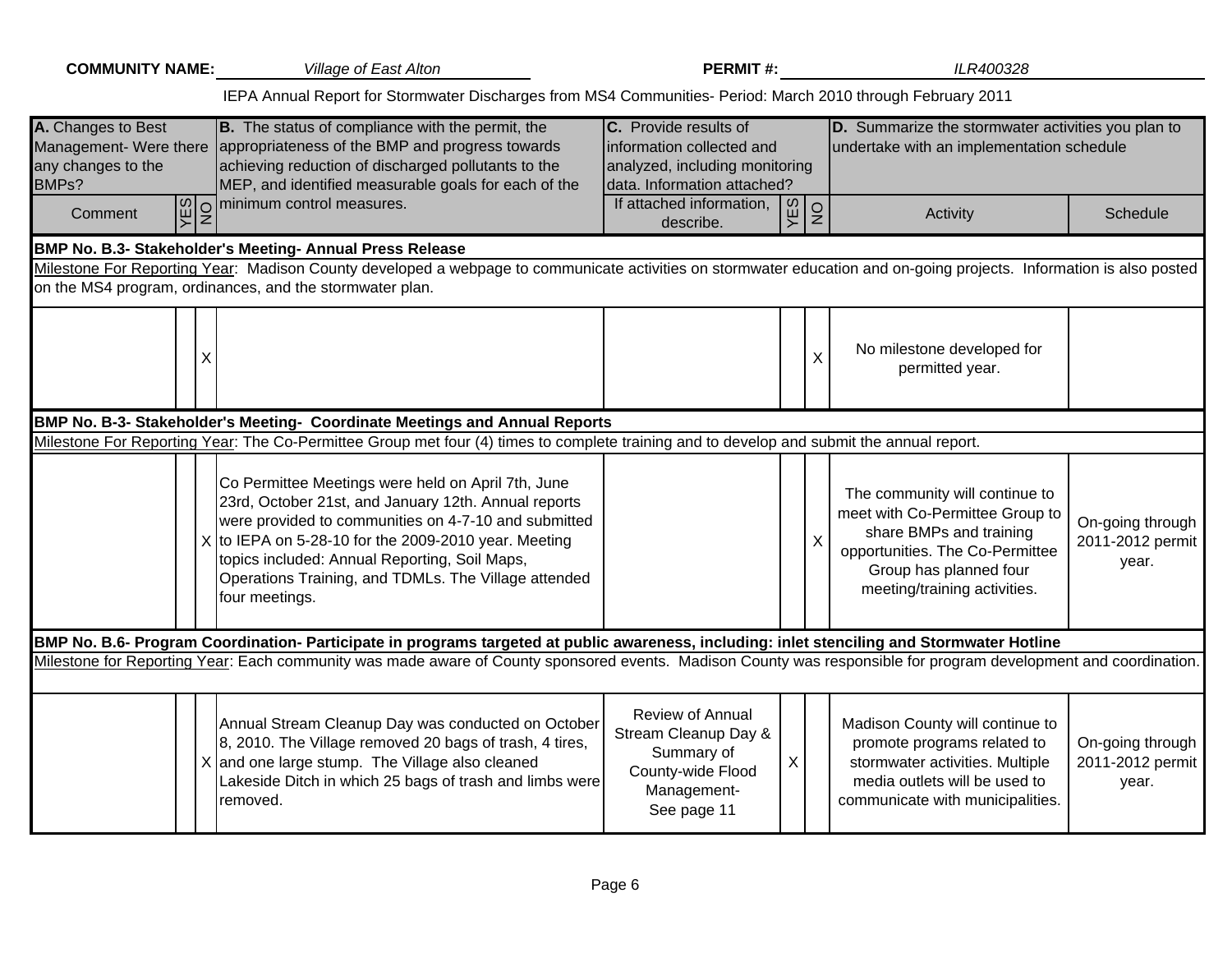**COMMUNITY NAME:** *Village of East Alton* **PERMIT #:** *ILR400328*

IEPA Annual Report for Stormwater Discharges from MS4 Communities- Period: March 2010 through February 2011

| **A.** Changes to Best Management- Were there any changes to the BMPs? | | | **B.** The status of compliance with the permit, the appropriateness of the BMP and progress towards achieving reduction of discharged pollutants to the MEP, and identified measurable goals for each of the minimum control measures. | **C.** Provide results of information collected and analyzed, including monitoring data. Information attached? | | | **D.** Summarize the stormwater activities you plan to undertake with an implementation schedule | |
|---|---|---|---|---|---|---|---|---|
| Comment | YES | NO | | If attached information, describe. | YES | NO | Activity | Schedule |
| **BMP No. B.3- Stakeholder's Meeting- Annual Press Release** | | | | | | | | |
| Milestone For Reporting Year: Madison County developed a webpage to communicate activities on stormwater education and on-going projects. Information is also posted on the MS4 program, ordinances, and the stormwater plan. | | | | | | | | |
| | | X | | | | X | No milestone developed for permitted year. | |
| **BMP No. B-3- Stakeholder's Meeting- Coordinate Meetings and Annual Reports** | | | | | | | | |
| Milestone For Reporting Year: The Co-Permittee Group met four (4) times to complete training and to develop and submit the annual report. | | | | | | | | |
| | | X | Co Permittee Meetings were held on April 7th, June 23rd, October 21st, and January 12th. Annual reports were provided to communities on 4-7-10 and submitted to IEPA on 5-28-10 for the 2009-2010 year. Meeting topics included: Annual Reporting, Soil Maps, Operations Training, and TDMLs. The Village attended four meetings. | | | X | The community will continue to meet with Co-Permittee Group to share BMPs and training opportunities. The Co-Permittee Group has planned four meeting/training activities. | On-going through 2011-2012 permit year. |
| **BMP No. B.6- Program Coordination- Participate in programs targeted at public awareness, including: inlet stenciling and Stormwater Hotline** | | | | | | | | |
| Milestone for Reporting Year: Each community was made aware of County sponsored events. Madison County was responsible for program development and coordination. | | | | | | | | |
| | | X | Annual Stream Cleanup Day was conducted on October 8, 2010. The Village removed 20 bags of trash, 4 tires, and one large stump. The Village also cleaned Lakeside Ditch in which 25 bags of trash and limbs were removed. | Review of Annual Stream Cleanup Day & Summary of County-wide Flood Management- See page 11 | X | | Madison County will continue to promote programs related to stormwater activities. Multiple media outlets will be used to communicate with municipalities. | On-going through 2011-2012 permit year. |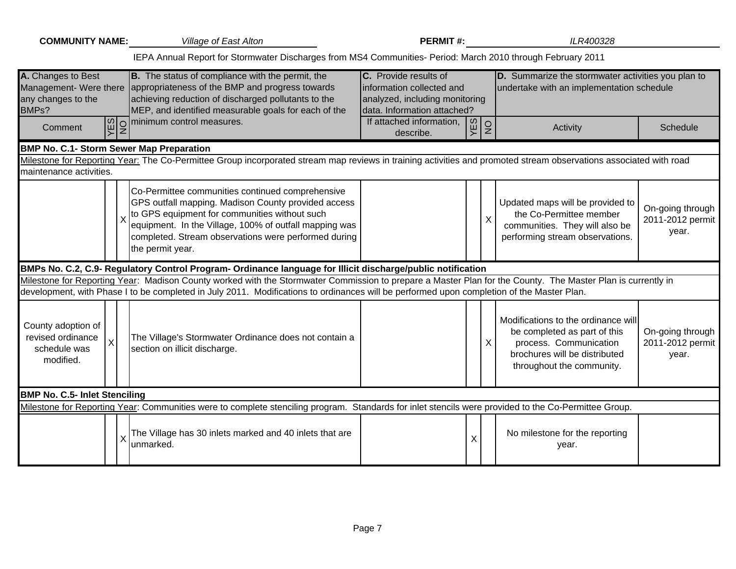**COMMUNITY NAME:** Village of East Alton **PERMIT #:** ILR400328

IEPA Annual Report for Stormwater Discharges from MS4 Communities- Period: March 2010 through February 2011

| **A.** Changes to Best Management- Were there any changes to the BMPs? | | | **B.** The status of compliance with the permit, the appropriateness of the BMP and progress towards achieving reduction of discharged pollutants to the MEP, and identified measurable goals for each of the minimum control measures. | **C.** Provide results of information collected and analyzed, including monitoring data. Information attached? | | | **D.** Summarize the stormwater activities you plan to undertake with an implementation schedule | |
|---|---|---|---|---|---|---|---|---|
| Comment | YES | NO | | If attached information, describe. | YES | NO | Activity | Schedule |
| **BMP No. C.1- Storm Sewer Map Preparation** | | | | | | | | |
| Milestone for Reporting Year: The Co-Permittee Group incorporated stream map reviews in training activities and promoted stream observations associated with road maintenance activities. | | | | | | | | |
| | | X | Co-Permittee communities continued comprehensive GPS outfall mapping. Madison County provided access to GPS equipment for communities without such equipment. In the Village, 100% of outfall mapping was completed. Stream observations were performed during the permit year. | | | X | Updated maps will be provided to the Co-Permittee member communities. They will also be performing stream observations. | On-going through 2011-2012 permit year. |
| **BMPs No. C.2, C.9- Regulatory Control Program- Ordinance language for Illicit discharge/public notification** | | | | | | | | |
| Milestone for Reporting Year: Madison County worked with the Stormwater Commission to prepare a Master Plan for the County. The Master Plan is currently in development, with Phase I to be completed in July 2011. Modifications to ordinances will be performed upon completion of the Master Plan. | | | | | | | | |
| County adoption of revised ordinance schedule was modified. | X | | The Village's Stormwater Ordinance does not contain a section on illicit discharge. | | | X | Modifications to the ordinance will be completed as part of this process. Communication brochures will be distributed throughout the community. | On-going through 2011-2012 permit year. |
| **BMP No. C.5- Inlet Stenciling** | | | | | | | | |
| Milestone for Reporting Year: Communities were to complete stenciling program. Standards for inlet stencils were provided to the Co-Permittee Group. | | | | | | | | |
| | | X | The Village has 30 inlets marked and 40 inlets that are unmarked. | | X | | No milestone for the reporting year. | |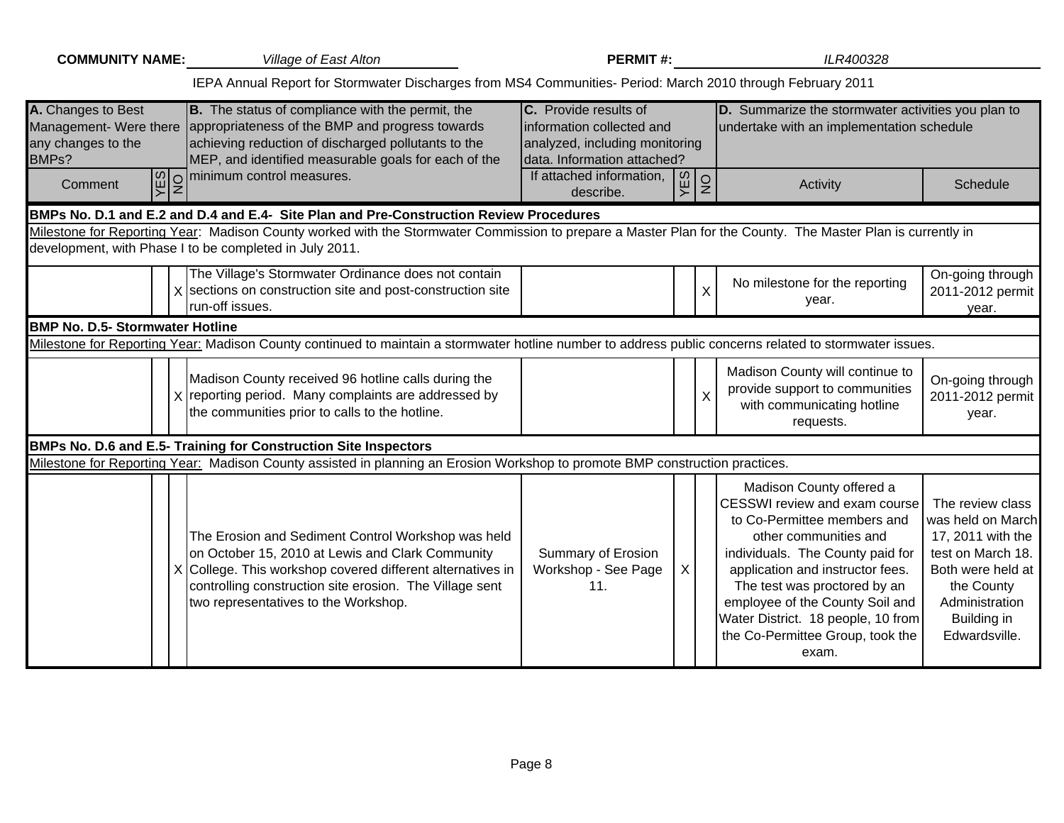**COMMUNITY NAME:** *Village of East Alton* **PERMIT #:** *ILR400328*

IEPA Annual Report for Stormwater Discharges from MS4 Communities- Period: March 2010 through February 2011

| **A.** Changes to Best Management- Were there any changes to the BMPs? | | | **B.** The status of compliance with the permit, the appropriateness of the BMP and progress towards achieving reduction of discharged pollutants to the MEP, and identified measurable goals for each of the minimum control measures. | **C.** Provide results of information collected and analyzed, including monitoring data. Information attached? | | | **D.** Summarize the stormwater activities you plan to undertake with an implementation schedule | |
|---|---|---|---|---|---|---|---|---|
| Comment | YES | NO | | If attached information, describe. | YES | NO | Activity | Schedule |
| **BMPs No. D.1 and E.2 and D.4 and E.4- Site Plan and Pre-Construction Review Procedures** | | | | | | | | |
| Milestone for Reporting Year: Madison County worked with the Stormwater Commission to prepare a Master Plan for the County. The Master Plan is currently in development, with Phase I to be completed in July 2011. | | | | | | | | |
| | | X | The Village's Stormwater Ordinance does not contain sections on construction site and post-construction site run-off issues. | | | X | No milestone for the reporting year. | On-going through 2011-2012 permit year. |
| **BMP No. D.5- Stormwater Hotline** | | | | | | | | |
| Milestone for Reporting Year: Madison County continued to maintain a stormwater hotline number to address public concerns related to stormwater issues. | | | | | | | | |
| | | X | Madison County received 96 hotline calls during the reporting period. Many complaints are addressed by the communities prior to calls to the hotline. | | | X | Madison County will continue to provide support to communities with communicating hotline requests. | On-going through 2011-2012 permit year. |
| **BMPs No. D.6 and E.5- Training for Construction Site Inspectors** | | | | | | | | |
| Milestone for Reporting Year: Madison County assisted in planning an Erosion Workshop to promote BMP construction practices. | | | | | | | | |
| | | X | The Erosion and Sediment Control Workshop was held on October 15, 2010 at Lewis and Clark Community College. This workshop covered different alternatives in controlling construction site erosion. The Village sent two representatives to the Workshop. | Summary of Erosion Workshop - See Page 11. | X | | Madison County offered a CESSWI review and exam course to Co-Permittee members and other communities and individuals. The County paid for application and instructor fees. The test was proctored by an employee of the County Soil and Water District. 18 people, 10 from the Co-Permittee Group, took the exam. | The review class was held on March 17, 2011 with the test on March 18. Both were held at the County Administration Building in Edwardsville. |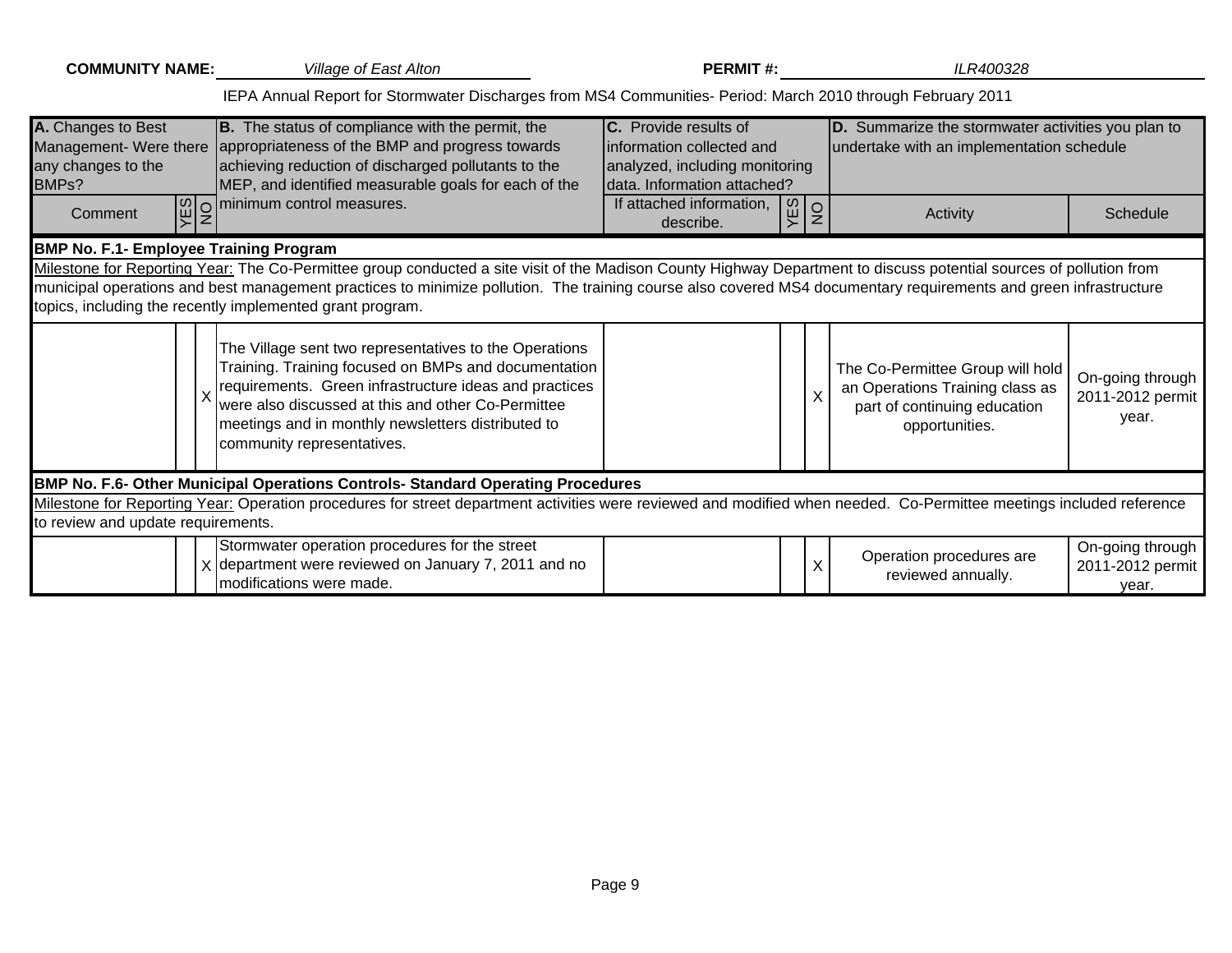**COMMUNITY NAME:** *Village of East Alton* **PERMIT #:** *ILR400328*

IEPA Annual Report for Stormwater Discharges from MS4 Communities- Period: March 2010 through February 2011

| **A.** Changes to Best Management- Were there any changes to the BMPs? | | | **B.** The status of compliance with the permit, the appropriateness of the BMP and progress towards achieving reduction of discharged pollutants to the MEP, and identified measurable goals for each of the minimum control measures. | **C.** Provide results of information collected and analyzed, including monitoring data. Information attached? | | | **D.** Summarize the stormwater activities you plan to undertake with an implementation schedule | |
|---|---|---|---|---|---|---|---|---|
| Comment | YES | NO | | If attached information, describe. | YES | NO | Activity | Schedule |
| **BMP No. F.1- Employee Training Program** | | | | | | | | |
| Milestone for Reporting Year: The Co-Permittee group conducted a site visit of the Madison County Highway Department to discuss potential sources of pollution from municipal operations and best management practices to minimize pollution. The training course also covered MS4 documentary requirements and green infrastructure topics, including the recently implemented grant program. | | | | | | | | |
| | | X | The Village sent two representatives to the Operations Training. Training focused on BMPs and documentation requirements. Green infrastructure ideas and practices were also discussed at this and other Co-Permittee meetings and in monthly newsletters distributed to community representatives. | | | X | The Co-Permittee Group will hold an Operations Training class as part of continuing education opportunities. | On-going through 2011-2012 permit year. |
| **BMP No. F.6- Other Municipal Operations Controls- Standard Operating Procedures** | | | | | | | | |
| Milestone for Reporting Year: Operation procedures for street department activities were reviewed and modified when needed. Co-Permittee meetings included reference to review and update requirements. | | | | | | | | |
| | | X | Stormwater operation procedures for the street department were reviewed on January 7, 2011 and no modifications were made. | | | X | Operation procedures are reviewed annually. | On-going through 2011-2012 permit year. |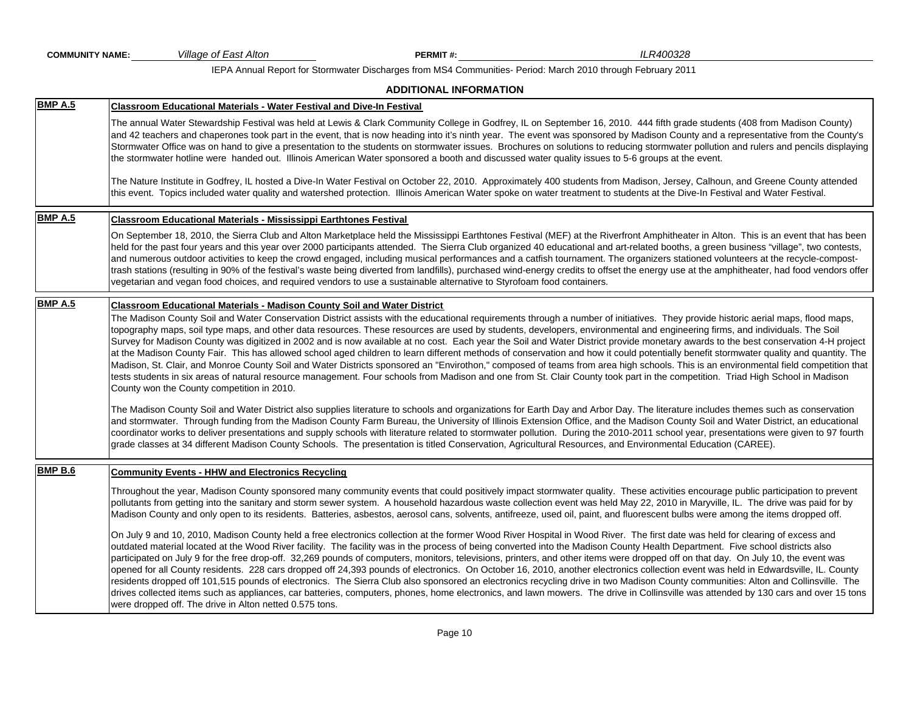**COMMUNITY NAME:** *Village of East Alton* **PERMIT #:** *ILR400328*

IEPA Annual Report for Stormwater Discharges from MS4 Communities- Period: March 2010 through February 2011

## ADDITIONAL INFORMATION

| | |
|---|---|
| **BMP A.5** | **Classroom Educational Materials - Water Festival and Dive-In Festival**<br><br>The annual Water Stewardship Festival was held at Lewis & Clark Community College in Godfrey, IL on September 16, 2010. 444 fifth grade students (408 from Madison County) and 42 teachers and chaperones took part in the event, that is now heading into it's ninth year. The event was sponsored by Madison County and a representative from the County's Stormwater Office was on hand to give a presentation to the students on stormwater issues. Brochures on solutions to reducing stormwater pollution and rulers and pencils displaying the stormwater hotline were handed out. Illinois American Water sponsored a booth and discussed water quality issues to 5-6 groups at the event.<br><br>The Nature Institute in Godfrey, IL hosted a Dive-In Water Festival on October 22, 2010. Approximately 400 students from Madison, Jersey, Calhoun, and Greene County attended this event. Topics included water quality and watershed protection. Illinois American Water spoke on water treatment to students at the Dive-In Festival and Water Festival. |
| **BMP A.5** | **Classroom Educational Materials - Mississippi Earthtones Festival**<br><br>On September 18, 2010, the Sierra Club and Alton Marketplace held the Mississippi Earthtones Festival (MEF) at the Riverfront Amphitheater in Alton. This is an event that has been held for the past four years and this year over 2000 participants attended. The Sierra Club organized 40 educational and art-related booths, a green business "village", two contests, and numerous outdoor activities to keep the crowd engaged, including musical performances and a catfish tournament. The organizers stationed volunteers at the recycle-compost-trash stations (resulting in 90% of the festival's waste being diverted from landfills), purchased wind-energy credits to offset the energy use at the amphitheater, had food vendors offer vegetarian and vegan food choices, and required vendors to use a sustainable alternative to Styrofoam food containers. |
| **BMP A.5** | **Classroom Educational Materials - Madison County Soil and Water District**<br><br>The Madison County Soil and Water Conservation District assists with the educational requirements through a number of initiatives. They provide historic aerial maps, flood maps, topography maps, soil type maps, and other data resources. These resources are used by students, developers, environmental and engineering firms, and individuals. The Soil Survey for Madison County was digitized in 2002 and is now available at no cost. Each year the Soil and Water District provide monetary awards to the best conservation 4-H project at the Madison County Fair. This has allowed school aged children to learn different methods of conservation and how it could potentially benefit stormwater quality and quantity. The Madison, St. Clair, and Monroe County Soil and Water Districts sponsored an "Envirothon," composed of teams from area high schools. This is an environmental field competition that tests students in six areas of natural resource management. Four schools from Madison and one from St. Clair County took part in the competition. Triad High School in Madison County won the County competition in 2010.<br><br>The Madison County Soil and Water District also supplies literature to schools and organizations for Earth Day and Arbor Day. The literature includes themes such as conservation and stormwater. Through funding from the Madison County Farm Bureau, the University of Illinois Extension Office, and the Madison County Soil and Water District, an educational coordinator works to deliver presentations and supply schools with literature related to stormwater pollution. During the 2010-2011 school year, presentations were given to 97 fourth grade classes at 34 different Madison County Schools. The presentation is titled Conservation, Agricultural Resources, and Environmental Education (CAREE). |
| **BMP B.6** | **Community Events - HHW and Electronics Recycling**<br><br>Throughout the year, Madison County sponsored many community events that could positively impact stormwater quality. These activities encourage public participation to prevent pollutants from getting into the sanitary and storm sewer system. A household hazardous waste collection event was held May 22, 2010 in Maryville, IL. The drive was paid for by Madison County and only open to its residents. Batteries, asbestos, aerosol cans, solvents, antifreeze, used oil, paint, and fluorescent bulbs were among the items dropped off.<br><br>On July 9 and 10, 2010, Madison County held a free electronics collection at the former Wood River Hospital in Wood River. The first date was held for clearing of excess and outdated material located at the Wood River facility. The facility was in the process of being converted into the Madison County Health Department. Five school districts also participated on July 9 for the free drop-off. 32,269 pounds of computers, monitors, televisions, printers, and other items were dropped off on that day. On July 10, the event was opened for all County residents. 228 cars dropped off 24,393 pounds of electronics. On October 16, 2010, another electronics collection event was held in Edwardsville, IL. County residents dropped off 101,515 pounds of electronics. The Sierra Club also sponsored an electronics recycling drive in two Madison County communities: Alton and Collinsville. The drives collected items such as appliances, car batteries, computers, phones, home electronics, and lawn mowers. The drive in Collinsville was attended by 130 cars and over 15 tons were dropped off. The drive in Alton netted 0.575 tons. |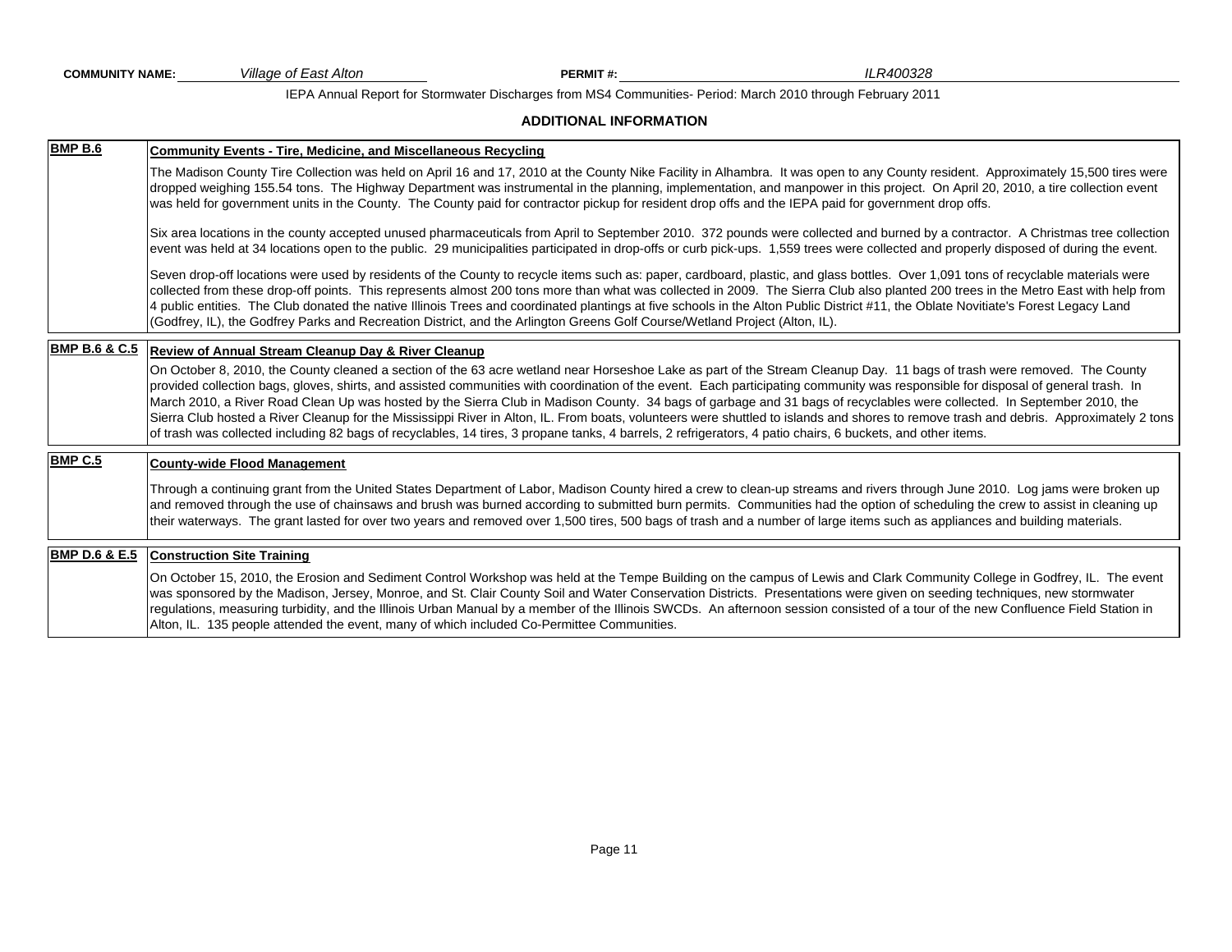**COMMUNITY NAME:** *Village of East Alton* **PERMIT #:** *ILR400328*

IEPA Annual Report for Stormwater Discharges from MS4 Communities- Period: March 2010 through February 2011

## ADDITIONAL INFORMATION

| | |
|---|---|
| **BMP B.6** | **Community Events - Tire, Medicine, and Miscellaneous Recycling**<br><br>The Madison County Tire Collection was held on April 16 and 17, 2010 at the County Nike Facility in Alhambra. It was open to any County resident. Approximately 15,500 tires were dropped weighing 155.54 tons. The Highway Department was instrumental in the planning, implementation, and manpower in this project. On April 20, 2010, a tire collection event was held for government units in the County. The County paid for contractor pickup for resident drop offs and the IEPA paid for government drop offs.<br><br>Six area locations in the county accepted unused pharmaceuticals from April to September 2010. 372 pounds were collected and burned by a contractor. A Christmas tree collection event was held at 34 locations open to the public. 29 municipalities participated in drop-offs or curb pick-ups. 1,559 trees were collected and properly disposed of during the event.<br><br>Seven drop-off locations were used by residents of the County to recycle items such as: paper, cardboard, plastic, and glass bottles. Over 1,091 tons of recyclable materials were collected from these drop-off points. This represents almost 200 tons more than what was collected in 2009. The Sierra Club also planted 200 trees in the Metro East with help from 4 public entities. The Club donated the native Illinois Trees and coordinated plantings at five schools in the Alton Public District #11, the Oblate Novitiate's Forest Legacy Land (Godfrey, IL), the Godfrey Parks and Recreation District, and the Arlington Greens Golf Course/Wetland Project (Alton, IL). |
| **BMP B.6 & C.5** | **Review of Annual Stream Cleanup Day & River Cleanup**<br><br>On October 8, 2010, the County cleaned a section of the 63 acre wetland near Horseshoe Lake as part of the Stream Cleanup Day. 11 bags of trash were removed. The County provided collection bags, gloves, shirts, and assisted communities with coordination of the event. Each participating community was responsible for disposal of general trash. In March 2010, a River Road Clean Up was hosted by the Sierra Club in Madison County. 34 bags of garbage and 31 bags of recyclables were collected. In September 2010, the Sierra Club hosted a River Cleanup for the Mississippi River in Alton, IL. From boats, volunteers were shuttled to islands and shores to remove trash and debris. Approximately 2 tons of trash was collected including 82 bags of recyclables, 14 tires, 3 propane tanks, 4 barrels, 2 refrigerators, 4 patio chairs, 6 buckets, and other items. |
| **BMP C.5** | **County-wide Flood Management**<br><br>Through a continuing grant from the United States Department of Labor, Madison County hired a crew to clean-up streams and rivers through June 2010. Log jams were broken up and removed through the use of chainsaws and brush was burned according to submitted burn permits. Communities had the option of scheduling the crew to assist in cleaning up their waterways. The grant lasted for over two years and removed over 1,500 tires, 500 bags of trash and a number of large items such as appliances and building materials. |
| **BMP D.6 & E.5** | **Construction Site Training**<br><br>On October 15, 2010, the Erosion and Sediment Control Workshop was held at the Tempe Building on the campus of Lewis and Clark Community College in Godfrey, IL. The event was sponsored by the Madison, Jersey, Monroe, and St. Clair County Soil and Water Conservation Districts. Presentations were given on seeding techniques, new stormwater regulations, measuring turbidity, and the Illinois Urban Manual by a member of the Illinois SWCDs. An afternoon session consisted of a tour of the new Confluence Field Station in Alton, IL. 135 people attended the event, many of which included Co-Permittee Communities. |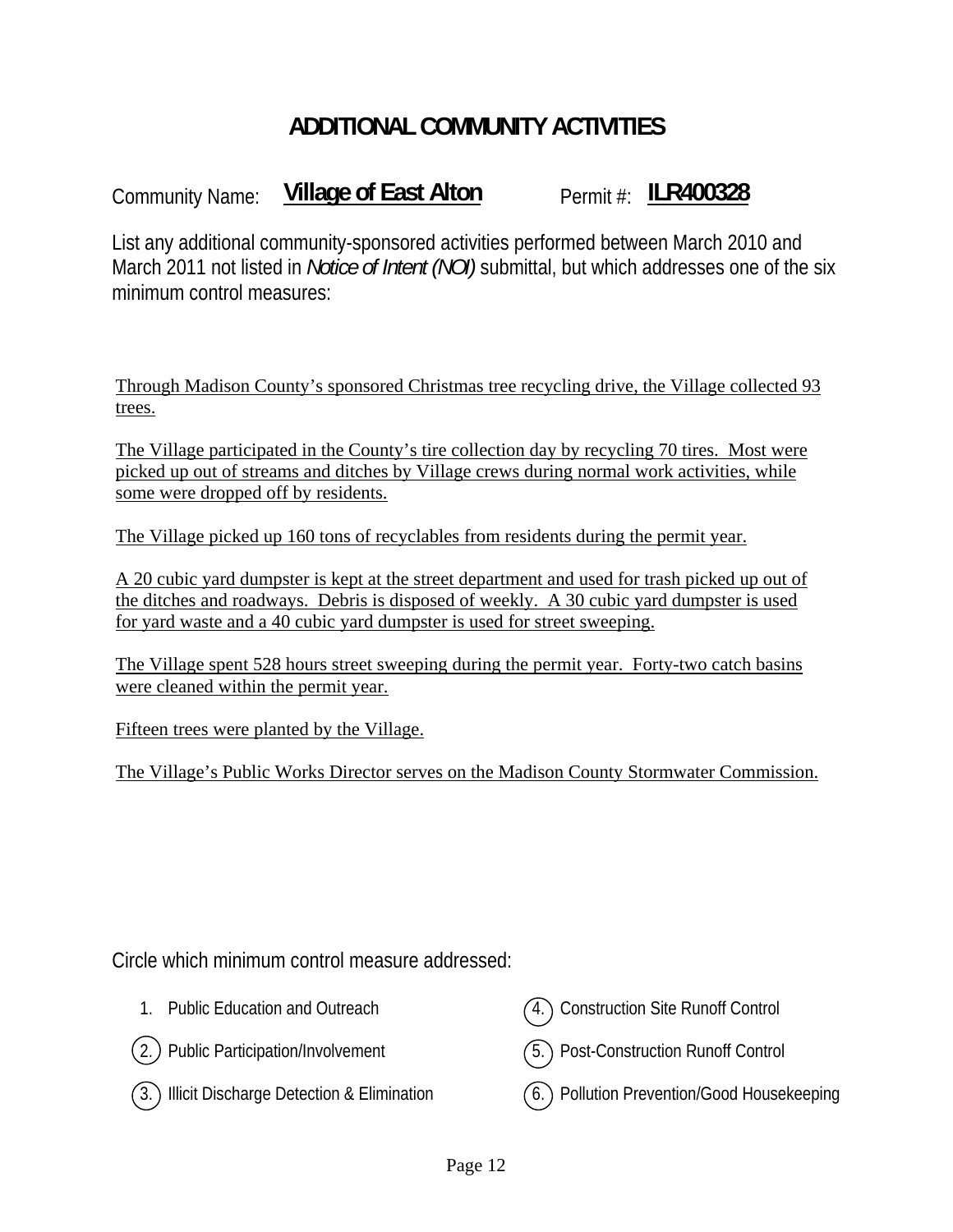# ADDITIONAL COMMUNITY ACTIVITIES

Community Name: **Village of East Alton** Permit #: **ILR400328**

List any additional community-sponsored activities performed between March 2010 and March 2011 not listed in *Notice of Intent (NOI)* submittal, but which addresses one of the six minimum control measures:

Through Madison County's sponsored Christmas tree recycling drive, the Village collected 93 trees.

The Village participated in the County's tire collection day by recycling 70 tires. Most were picked up out of streams and ditches by Village crews during normal work activities, while some were dropped off by residents.

The Village picked up 160 tons of recyclables from residents during the permit year.

A 20 cubic yard dumpster is kept at the street department and used for trash picked up out of the ditches and roadways. Debris is disposed of weekly. A 30 cubic yard dumpster is used for yard waste and a 40 cubic yard dumpster is used for street sweeping.

The Village spent 528 hours street sweeping during the permit year. Forty-two catch basins were cleaned within the permit year.

Fifteen trees were planted by the Village.

The Village's Public Works Director serves on the Madison County Stormwater Commission.

Circle which minimum control measure addressed:

1. Public Education and Outreach
2. (circled) Public Participation/Involvement
3. (circled) Illicit Discharge Detection & Elimination
4. (circled) Construction Site Runoff Control
5. (circled) Post-Construction Runoff Control
6. (circled) Pollution Prevention/Good Housekeeping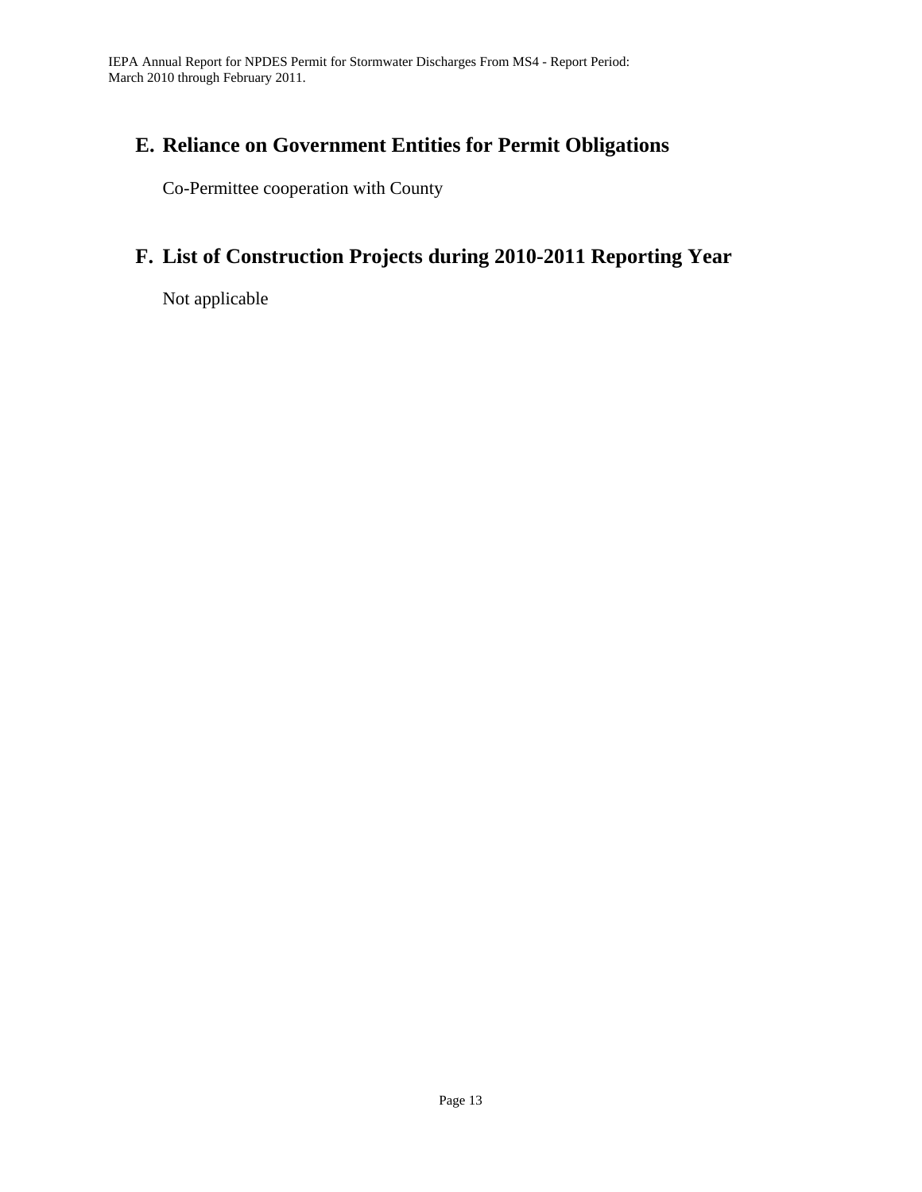## E. Reliance on Government Entities for Permit Obligations

Co-Permittee cooperation with County

## F. List of Construction Projects during 2010-2011 Reporting Year

Not applicable